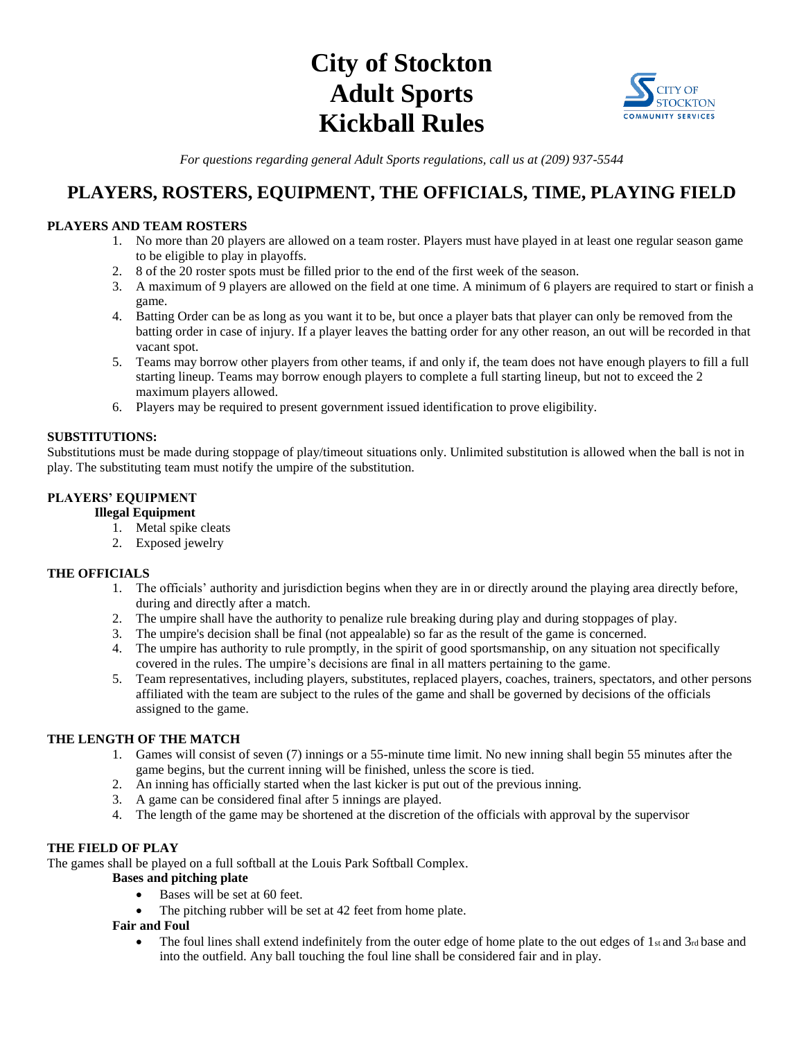# City of Stockton Adult Sports Kickball Rules

*For questions regarding general Adult Sports regulations, call us at (209) 937-5544*

## PLAYERS, ROSTERS, EQUIPMENT, THE OFFICIALS, TIME, PLAYING FIELD

### PLAYERS AND TEAM ROSTERS

1. No more than 20 players are allowed on a team roster. Players must have played in at least one regular season game to be eligible to play in playoffs.
2. 8 of the 20 roster spots must be filled prior to the end of the first week of the season.
3. A maximum of 9 players are allowed on the field at one time. A minimum of 6 players are required to start or finish a game.
4. Batting Order can be as long as you want it to be, but once a player bats that player can only be removed from the batting order in case of injury. If a player leaves the batting order for any other reason, an out will be recorded in that vacant spot.
5. Teams may borrow other players from other teams, if and only if, the team does not have enough players to fill a full starting lineup. Teams may borrow enough players to complete a full starting lineup, but not to exceed the 2 maximum players allowed.
6. Players may be required to present government issued identification to prove eligibility.

### SUBSTITUTIONS:

Substitutions must be made during stoppage of play/timeout situations only. Unlimited substitution is allowed when the ball is not in play. The substituting team must notify the umpire of the substitution.

### PLAYERS' EQUIPMENT

**Illegal Equipment**

1. Metal spike cleats
2. Exposed jewelry

### THE OFFICIALS

1. The officials' authority and jurisdiction begins when they are in or directly around the playing area directly before, during and directly after a match.
2. The umpire shall have the authority to penalize rule breaking during play and during stoppages of play.
3. The umpire's decision shall be final (not appealable) so far as the result of the game is concerned.
4. The umpire has authority to rule promptly, in the spirit of good sportsmanship, on any situation not specifically covered in the rules. The umpire's decisions are final in all matters pertaining to the game.
5. Team representatives, including players, substitutes, replaced players, coaches, trainers, spectators, and other persons affiliated with the team are subject to the rules of the game and shall be governed by decisions of the officials assigned to the game.

### THE LENGTH OF THE MATCH

1. Games will consist of seven (7) innings or a 55-minute time limit. No new inning shall begin 55 minutes after the game begins, but the current inning will be finished, unless the score is tied.
2. An inning has officially started when the last kicker is put out of the previous inning.
3. A game can be considered final after 5 innings are played.
4. The length of the game may be shortened at the discretion of the officials with approval by the supervisor

### THE FIELD OF PLAY

The games shall be played on a full softball at the Louis Park Softball Complex.

**Bases and pitching plate**

- Bases will be set at 60 feet.
- The pitching rubber will be set at 42 feet from home plate.

**Fair and Foul**

- The foul lines shall extend indefinitely from the outer edge of home plate to the out edges of 1st and 3rd base and into the outfield. Any ball touching the foul line shall be considered fair and in play.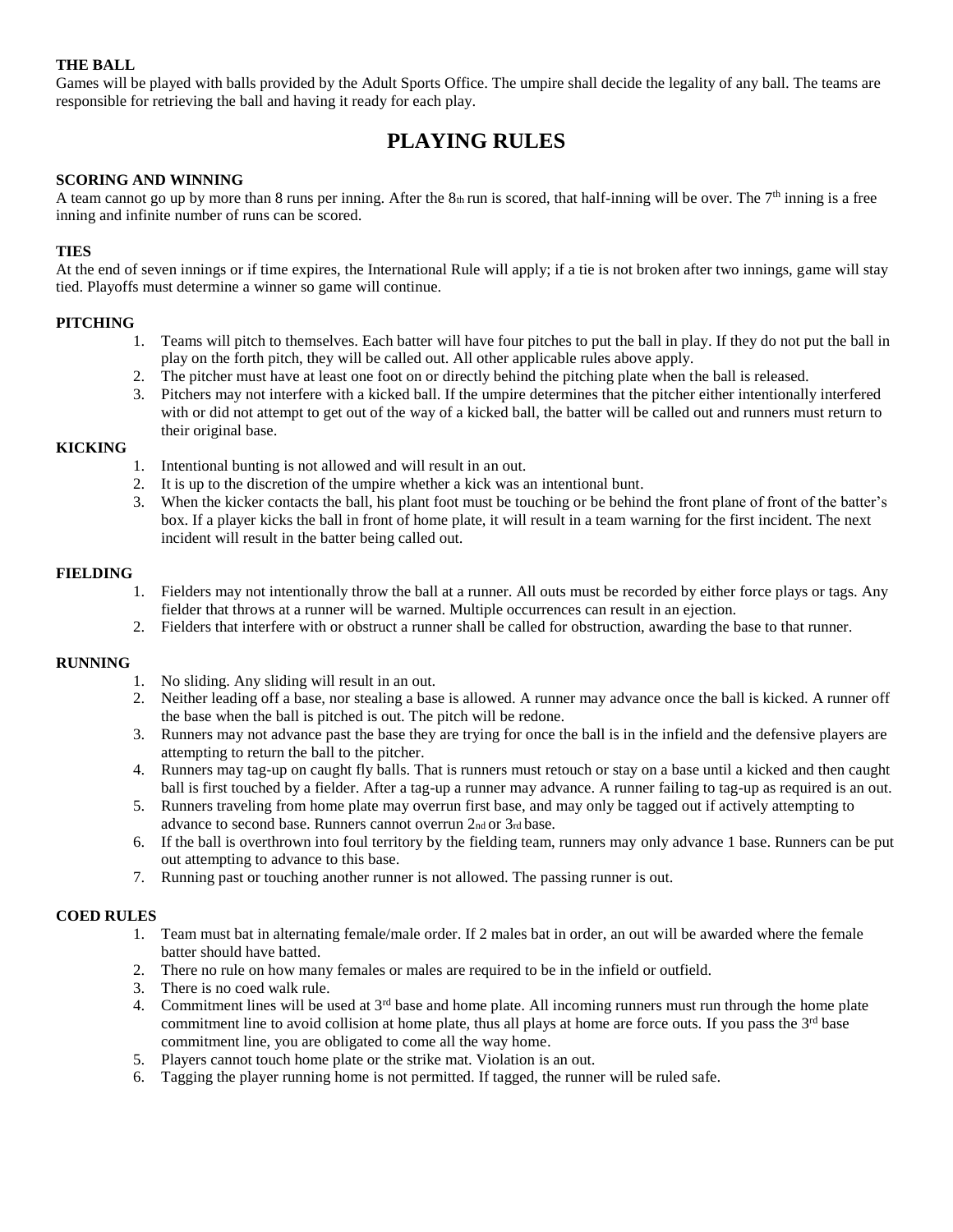### THE BALL

Games will be played with balls provided by the Adult Sports Office. The umpire shall decide the legality of any ball. The teams are responsible for retrieving the ball and having it ready for each play.

## PLAYING RULES

### SCORING AND WINNING

A team cannot go up by more than 8 runs per inning. After the 8th run is scored, that half-inning will be over. The 7th inning is a free inning and infinite number of runs can be scored.

### TIES

At the end of seven innings or if time expires, the International Rule will apply; if a tie is not broken after two innings, game will stay tied. Playoffs must determine a winner so game will continue.

### PITCHING

1. Teams will pitch to themselves. Each batter will have four pitches to put the ball in play. If they do not put the ball in play on the forth pitch, they will be called out. All other applicable rules above apply.
2. The pitcher must have at least one foot on or directly behind the pitching plate when the ball is released.
3. Pitchers may not interfere with a kicked ball. If the umpire determines that the pitcher either intentionally interfered with or did not attempt to get out of the way of a kicked ball, the batter will be called out and runners must return to their original base.

### KICKING

1. Intentional bunting is not allowed and will result in an out.
2. It is up to the discretion of the umpire whether a kick was an intentional bunt.
3. When the kicker contacts the ball, his plant foot must be touching or be behind the front plane of front of the batter's box. If a player kicks the ball in front of home plate, it will result in a team warning for the first incident. The next incident will result in the batter being called out.

### FIELDING

1. Fielders may not intentionally throw the ball at a runner. All outs must be recorded by either force plays or tags. Any fielder that throws at a runner will be warned. Multiple occurrences can result in an ejection.
2. Fielders that interfere with or obstruct a runner shall be called for obstruction, awarding the base to that runner.

### RUNNING

1. No sliding. Any sliding will result in an out.
2. Neither leading off a base, nor stealing a base is allowed. A runner may advance once the ball is kicked. A runner off the base when the ball is pitched is out. The pitch will be redone.
3. Runners may not advance past the base they are trying for once the ball is in the infield and the defensive players are attempting to return the ball to the pitcher.
4. Runners may tag-up on caught fly balls. That is runners must retouch or stay on a base until a kicked and then caught ball is first touched by a fielder. After a tag-up a runner may advance. A runner failing to tag-up as required is an out.
5. Runners traveling from home plate may overrun first base, and may only be tagged out if actively attempting to advance to second base. Runners cannot overrun 2nd or 3rd base.
6. If the ball is overthrown into foul territory by the fielding team, runners may only advance 1 base. Runners can be put out attempting to advance to this base.
7. Running past or touching another runner is not allowed. The passing runner is out.

### COED RULES

1. Team must bat in alternating female/male order. If 2 males bat in order, an out will be awarded where the female batter should have batted.
2. There no rule on how many females or males are required to be in the infield or outfield.
3. There is no coed walk rule.
4. Commitment lines will be used at 3rd base and home plate. All incoming runners must run through the home plate commitment line to avoid collision at home plate, thus all plays at home are force outs. If you pass the 3rd base commitment line, you are obligated to come all the way home.
5. Players cannot touch home plate or the strike mat. Violation is an out.
6. Tagging the player running home is not permitted. If tagged, the runner will be ruled safe.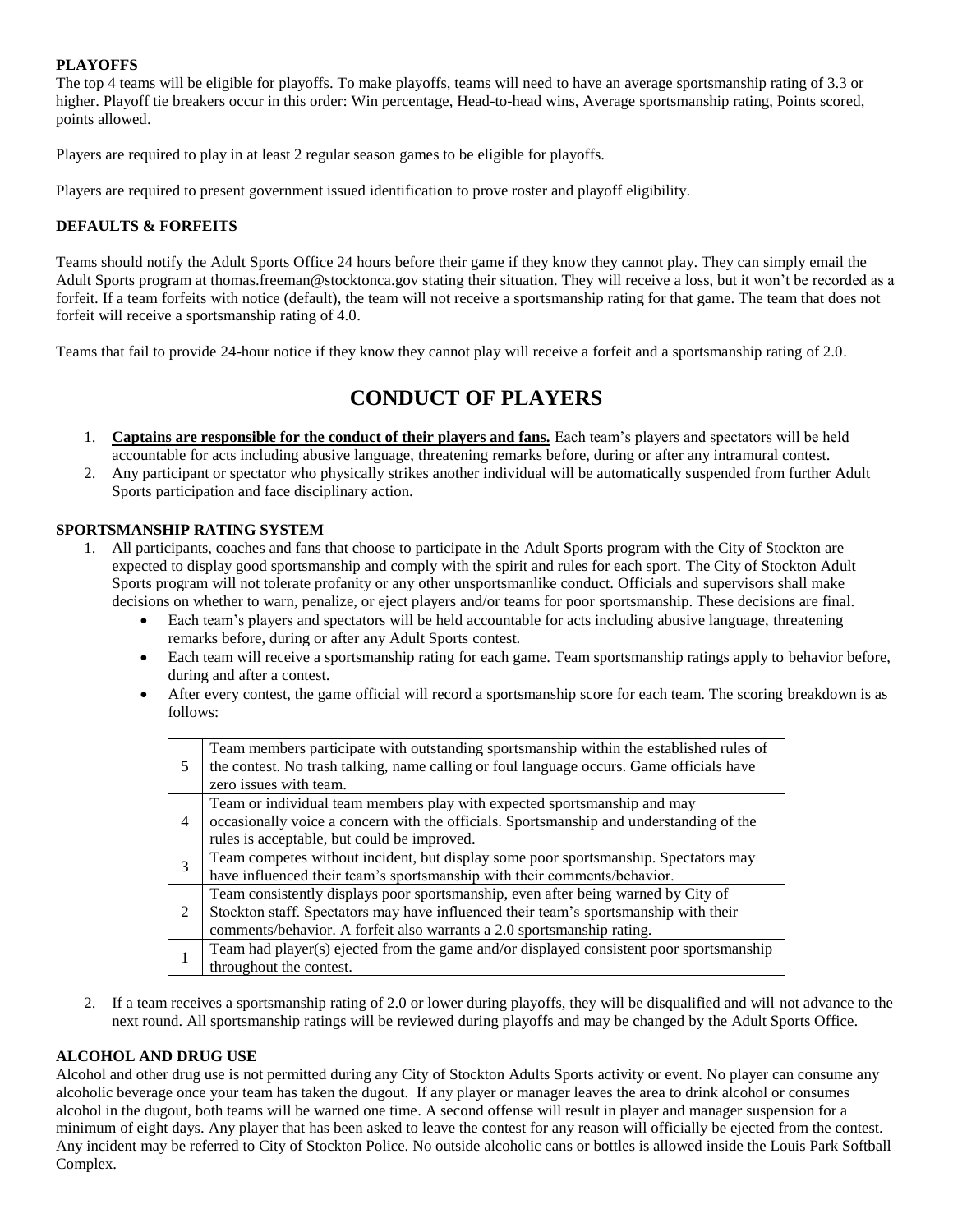**PLAYOFFS**

The top 4 teams will be eligible for playoffs. To make playoffs, teams will need to have an average sportsmanship rating of 3.3 or higher. Playoff tie breakers occur in this order: Win percentage, Head-to-head wins, Average sportsmanship rating, Points scored, points allowed.

Players are required to play in at least 2 regular season games to be eligible for playoffs.

Players are required to present government issued identification to prove roster and playoff eligibility.

**DEFAULTS & FORFEITS**

Teams should notify the Adult Sports Office 24 hours before their game if they know they cannot play. They can simply email the Adult Sports program at thomas.freeman@stocktonca.gov stating their situation. They will receive a loss, but it won't be recorded as a forfeit. If a team forfeits with notice (default), the team will not receive a sportsmanship rating for that game. The team that does not forfeit will receive a sportsmanship rating of 4.0.

Teams that fail to provide 24-hour notice if they know they cannot play will receive a forfeit and a sportsmanship rating of 2.0.

# CONDUCT OF PLAYERS

1. **Captains are responsible for the conduct of their players and fans.** Each team's players and spectators will be held accountable for acts including abusive language, threatening remarks before, during or after any intramural contest.
2. Any participant or spectator who physically strikes another individual will be automatically suspended from further Adult Sports participation and face disciplinary action.

**SPORTSMANSHIP RATING SYSTEM**

1. All participants, coaches and fans that choose to participate in the Adult Sports program with the City of Stockton are expected to display good sportsmanship and comply with the spirit and rules for each sport. The City of Stockton Adult Sports program will not tolerate profanity or any other unsportsmanlike conduct. Officials and supervisors shall make decisions on whether to warn, penalize, or eject players and/or teams for poor sportsmanship. These decisions are final.
   - Each team's players and spectators will be held accountable for acts including abusive language, threatening remarks before, during or after any Adult Sports contest.
   - Each team will receive a sportsmanship rating for each game. Team sportsmanship ratings apply to behavior before, during and after a contest.
   - After every contest, the game official will record a sportsmanship score for each team. The scoring breakdown is as follows:

| | |
|---|---|
| 5 | Team members participate with outstanding sportsmanship within the established rules of the contest. No trash talking, name calling or foul language occurs. Game officials have zero issues with team. |
| 4 | Team or individual team members play with expected sportsmanship and may occasionally voice a concern with the officials. Sportsmanship and understanding of the rules is acceptable, but could be improved. |
| 3 | Team competes without incident, but display some poor sportsmanship. Spectators may have influenced their team's sportsmanship with their comments/behavior. |
| 2 | Team consistently displays poor sportsmanship, even after being warned by City of Stockton staff. Spectators may have influenced their team's sportsmanship with their comments/behavior. A forfeit also warrants a 2.0 sportsmanship rating. |
| 1 | Team had player(s) ejected from the game and/or displayed consistent poor sportsmanship throughout the contest. |

2. If a team receives a sportsmanship rating of 2.0 or lower during playoffs, they will be disqualified and will not advance to the next round. All sportsmanship ratings will be reviewed during playoffs and may be changed by the Adult Sports Office.

**ALCOHOL AND DRUG USE**

Alcohol and other drug use is not permitted during any City of Stockton Adults Sports activity or event. No player can consume any alcoholic beverage once your team has taken the dugout. If any player or manager leaves the area to drink alcohol or consumes alcohol in the dugout, both teams will be warned one time. A second offense will result in player and manager suspension for a minimum of eight days. Any player that has been asked to leave the contest for any reason will officially be ejected from the contest. Any incident may be referred to City of Stockton Police. No outside alcoholic cans or bottles is allowed inside the Louis Park Softball Complex.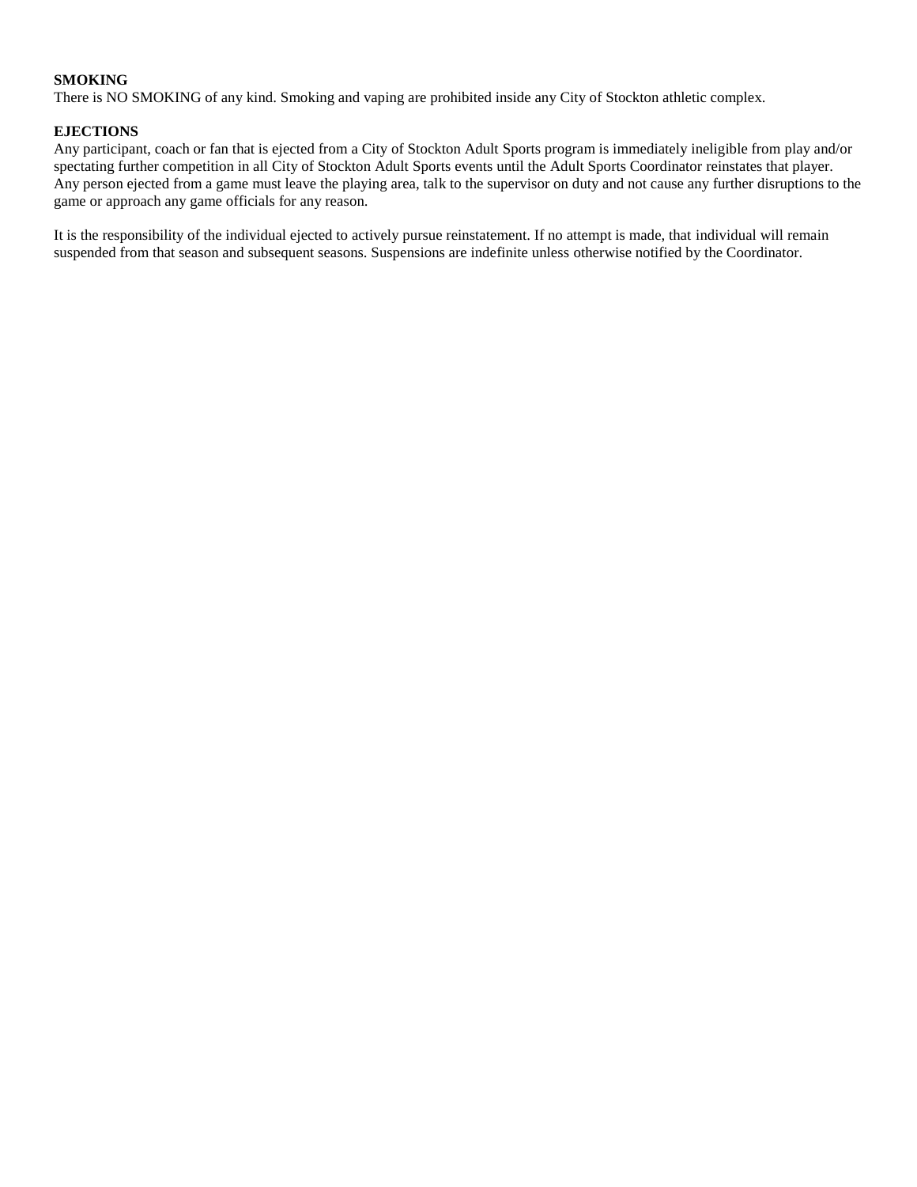**SMOKING**
There is NO SMOKING of any kind. Smoking and vaping are prohibited inside any City of Stockton athletic complex.

**EJECTIONS**
Any participant, coach or fan that is ejected from a City of Stockton Adult Sports program is immediately ineligible from play and/or spectating further competition in all City of Stockton Adult Sports events until the Adult Sports Coordinator reinstates that player. Any person ejected from a game must leave the playing area, talk to the supervisor on duty and not cause any further disruptions to the game or approach any game officials for any reason.

It is the responsibility of the individual ejected to actively pursue reinstatement. If no attempt is made, that individual will remain suspended from that season and subsequent seasons. Suspensions are indefinite unless otherwise notified by the Coordinator.